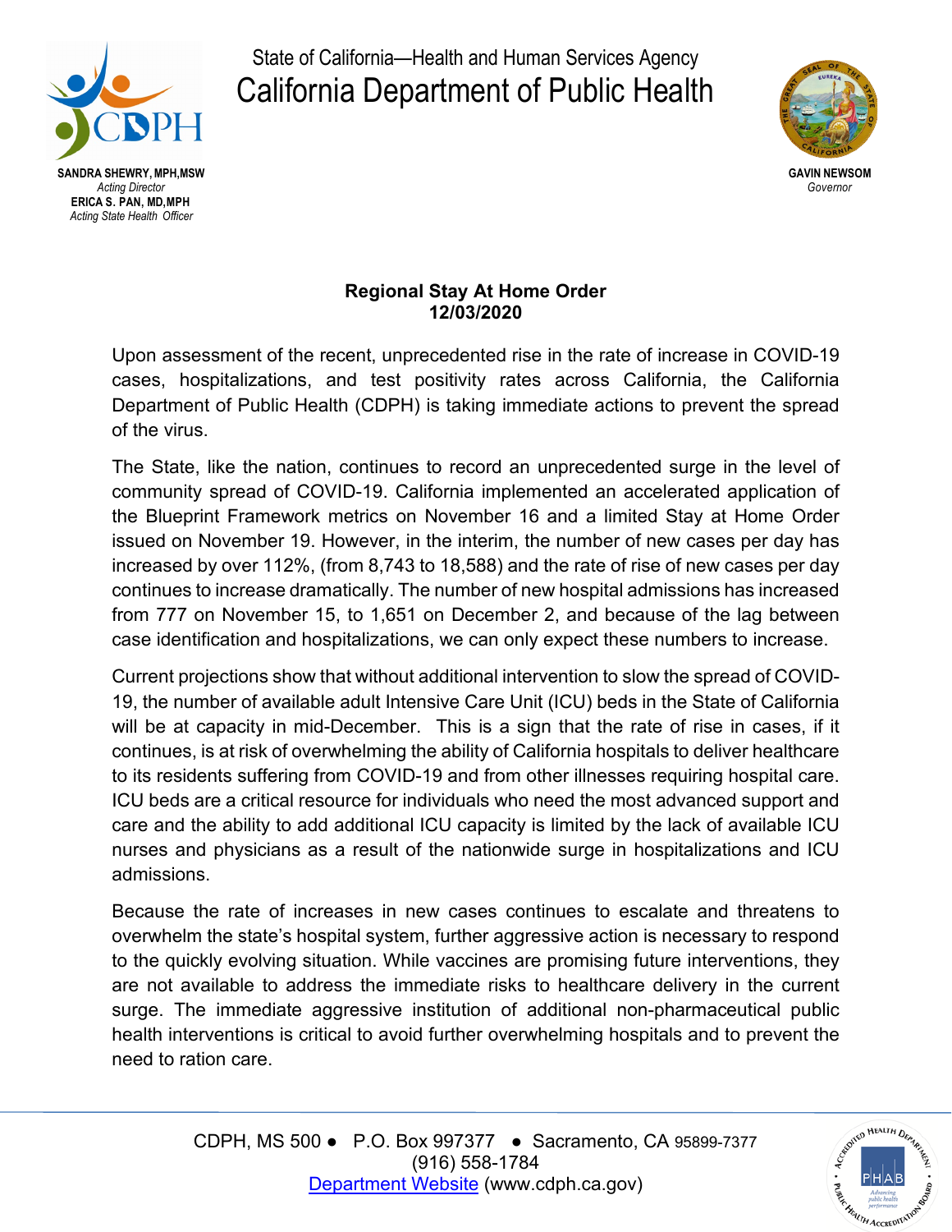State of California—Health and Human Services Agency

# California Department of Public Health

**SANDRA SHEWRY, MPH,MSW**
*Acting Director*
**ERICA S. PAN, MD,MPH**
*Acting State Health Officer*

**GAVIN NEWSOM**
*Governor*

## Regional Stay At Home Order
## 12/03/2020

Upon assessment of the recent, unprecedented rise in the rate of increase in COVID-19 cases, hospitalizations, and test positivity rates across California, the California Department of Public Health (CDPH) is taking immediate actions to prevent the spread of the virus.

The State, like the nation, continues to record an unprecedented surge in the level of community spread of COVID-19. California implemented an accelerated application of the Blueprint Framework metrics on November 16 and a limited Stay at Home Order issued on November 19. However, in the interim, the number of new cases per day has increased by over 112%, (from 8,743 to 18,588) and the rate of rise of new cases per day continues to increase dramatically. The number of new hospital admissions has increased from 777 on November 15, to 1,651 on December 2, and because of the lag between case identification and hospitalizations, we can only expect these numbers to increase.

Current projections show that without additional intervention to slow the spread of COVID-19, the number of available adult Intensive Care Unit (ICU) beds in the State of California will be at capacity in mid-December. This is a sign that the rate of rise in cases, if it continues, is at risk of overwhelming the ability of California hospitals to deliver healthcare to its residents suffering from COVID-19 and from other illnesses requiring hospital care. ICU beds are a critical resource for individuals who need the most advanced support and care and the ability to add additional ICU capacity is limited by the lack of available ICU nurses and physicians as a result of the nationwide surge in hospitalizations and ICU admissions.

Because the rate of increases in new cases continues to escalate and threatens to overwhelm the state's hospital system, further aggressive action is necessary to respond to the quickly evolving situation. While vaccines are promising future interventions, they are not available to address the immediate risks to healthcare delivery in the current surge. The immediate aggressive institution of additional non-pharmaceutical public health interventions is critical to avoid further overwhelming hospitals and to prevent the need to ration care.

CDPH, MS 500 ● P.O. Box 997377 ● Sacramento, CA 95899-7377
(916) 558-1784
[Department Website](www.cdph.ca.gov) (www.cdph.ca.gov)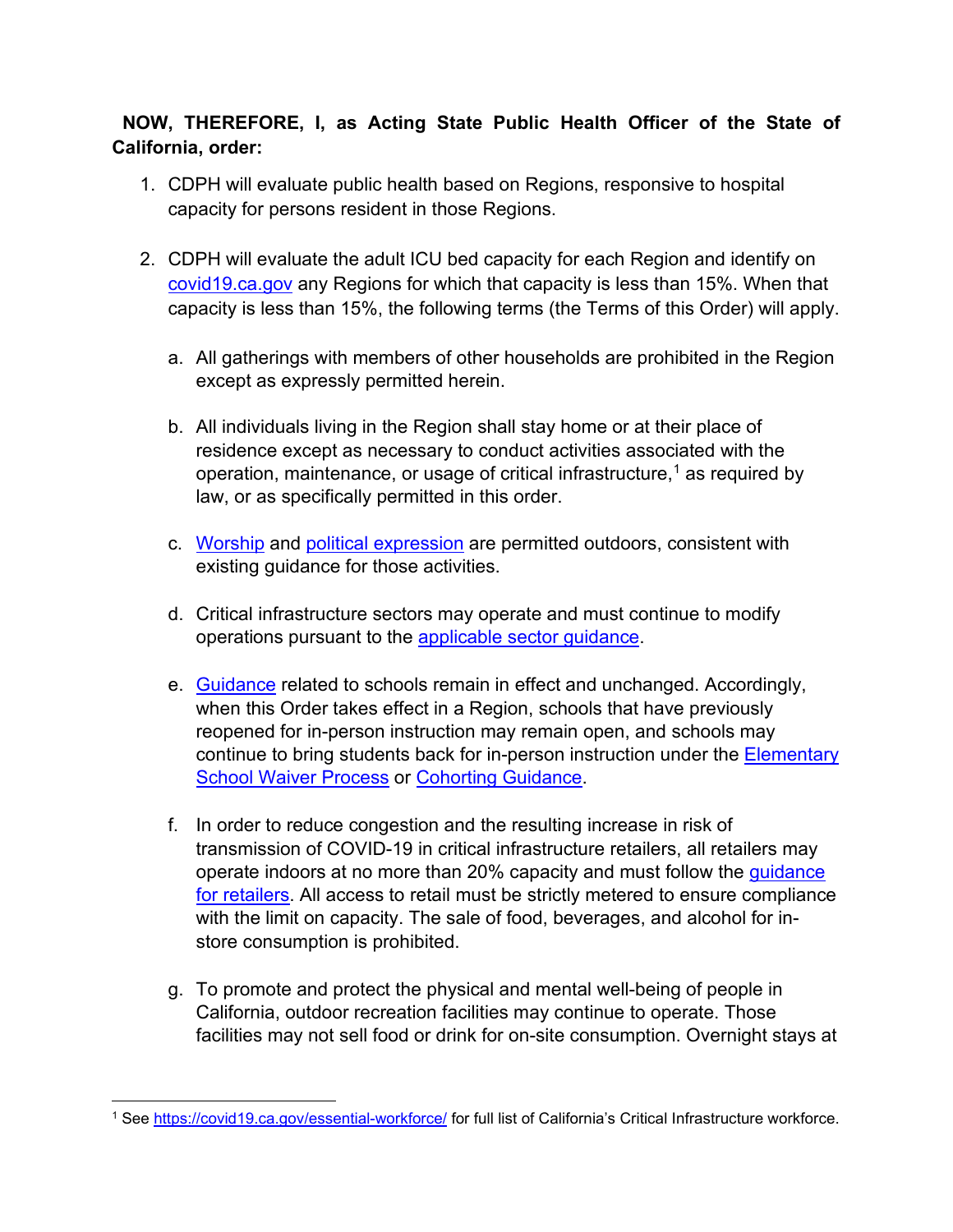**NOW, THEREFORE, I, as Acting State Public Health Officer of the State of California, order:**

1. CDPH will evaluate public health based on Regions, responsive to hospital capacity for persons resident in those Regions.

2. CDPH will evaluate the adult ICU bed capacity for each Region and identify on [covid19.ca.gov](covid19.ca.gov) any Regions for which that capacity is less than 15%. When that capacity is less than 15%, the following terms (the Terms of this Order) will apply.

   a. All gatherings with members of other households are prohibited in the Region except as expressly permitted herein.

   b. All individuals living in the Region shall stay home or at their place of residence except as necessary to conduct activities associated with the operation, maintenance, or usage of critical infrastructure,[1] as required by law, or as specifically permitted in this order.

   c. [Worship]() and [political expression]() are permitted outdoors, consistent with existing guidance for those activities.

   d. Critical infrastructure sectors may operate and must continue to modify operations pursuant to the [applicable sector guidance]().

   e. [Guidance]() related to schools remain in effect and unchanged. Accordingly, when this Order takes effect in a Region, schools that have previously reopened for in-person instruction may remain open, and schools may continue to bring students back for in-person instruction under the [Elementary School Waiver Process]() or [Cohorting Guidance]().

   f. In order to reduce congestion and the resulting increase in risk of transmission of COVID-19 in critical infrastructure retailers, all retailers may operate indoors at no more than 20% capacity and must follow the [guidance for retailers](). All access to retail must be strictly metered to ensure compliance with the limit on capacity. The sale of food, beverages, and alcohol for in-store consumption is prohibited.

   g. To promote and protect the physical and mental well-being of people in California, outdoor recreation facilities may continue to operate. Those facilities may not sell food or drink for on-site consumption. Overnight stays at

---

[1] See https://covid19.ca.gov/essential-workforce/ for full list of California's Critical Infrastructure workforce.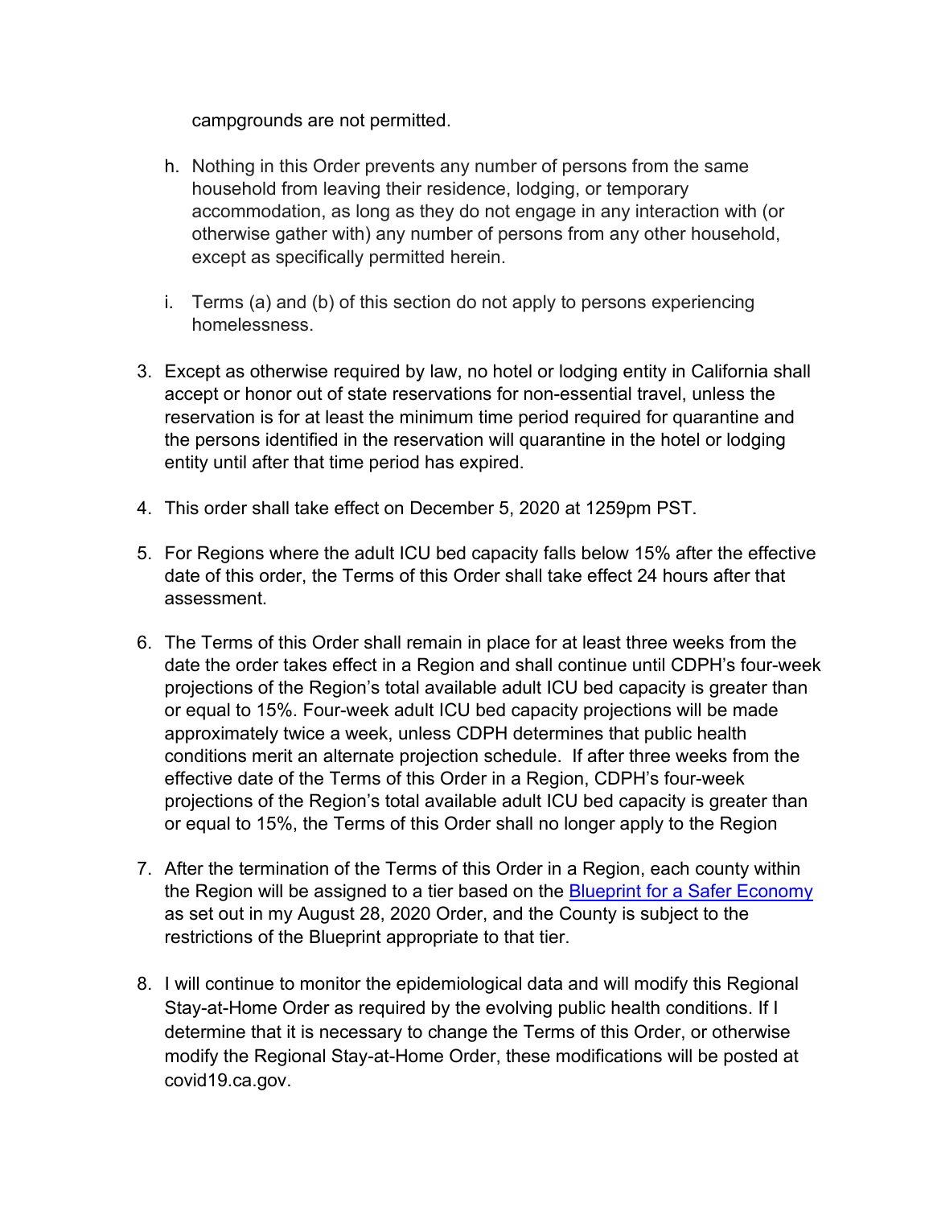campgrounds are not permitted.

h. Nothing in this Order prevents any number of persons from the same household from leaving their residence, lodging, or temporary accommodation, as long as they do not engage in any interaction with (or otherwise gather with) any number of persons from any other household, except as specifically permitted herein.

i. Terms (a) and (b) of this section do not apply to persons experiencing homelessness.

3. Except as otherwise required by law, no hotel or lodging entity in California shall accept or honor out of state reservations for non-essential travel, unless the reservation is for at least the minimum time period required for quarantine and the persons identified in the reservation will quarantine in the hotel or lodging entity until after that time period has expired.

4. This order shall take effect on December 5, 2020 at 1259pm PST.

5. For Regions where the adult ICU bed capacity falls below 15% after the effective date of this order, the Terms of this Order shall take effect 24 hours after that assessment.

6. The Terms of this Order shall remain in place for at least three weeks from the date the order takes effect in a Region and shall continue until CDPH's four-week projections of the Region's total available adult ICU bed capacity is greater than or equal to 15%. Four-week adult ICU bed capacity projections will be made approximately twice a week, unless CDPH determines that public health conditions merit an alternate projection schedule. If after three weeks from the effective date of the Terms of this Order in a Region, CDPH's four-week projections of the Region's total available adult ICU bed capacity is greater than or equal to 15%, the Terms of this Order shall no longer apply to the Region

7. After the termination of the Terms of this Order in a Region, each county within the Region will be assigned to a tier based on the [Blueprint for a Safer Economy](Blueprint for a Safer Economy) as set out in my August 28, 2020 Order, and the County is subject to the restrictions of the Blueprint appropriate to that tier.

8. I will continue to monitor the epidemiological data and will modify this Regional Stay-at-Home Order as required by the evolving public health conditions. If I determine that it is necessary to change the Terms of this Order, or otherwise modify the Regional Stay-at-Home Order, these modifications will be posted at covid19.ca.gov.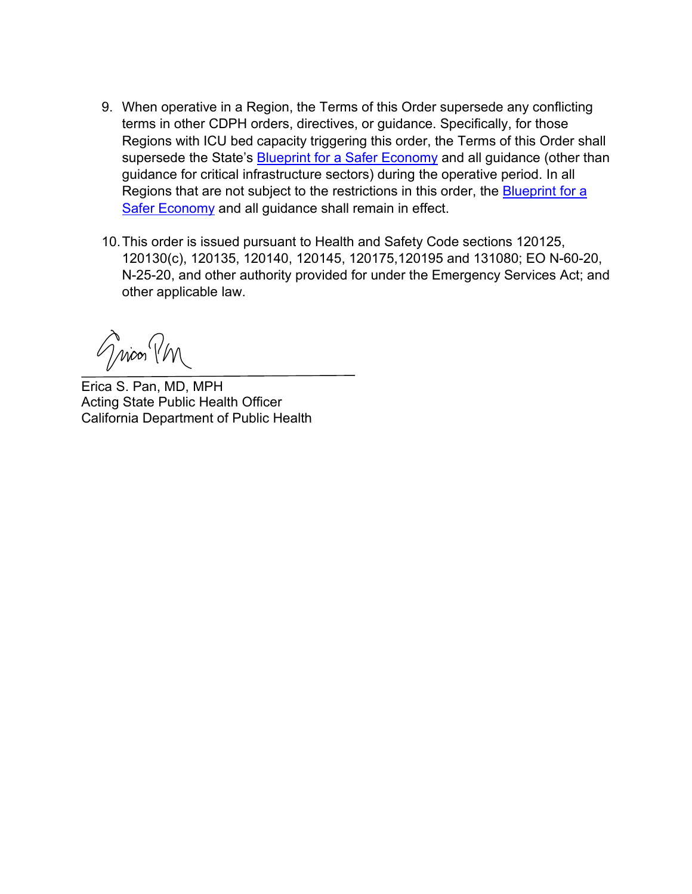9. When operative in a Region, the Terms of this Order supersede any conflicting terms in other CDPH orders, directives, or guidance. Specifically, for those Regions with ICU bed capacity triggering this order, the Terms of this Order shall supersede the State's Blueprint for a Safer Economy and all guidance (other than guidance for critical infrastructure sectors) during the operative period. In all Regions that are not subject to the restrictions in this order, the Blueprint for a Safer Economy and all guidance shall remain in effect.

10. This order is issued pursuant to Health and Safety Code sections 120125, 120130(c), 120135, 120140, 120145, 120175,120195 and 131080; EO N-60-20, N-25-20, and other authority provided for under the Emergency Services Act; and other applicable law.

Erica S. Pan, MD, MPH
Acting State Public Health Officer
California Department of Public Health